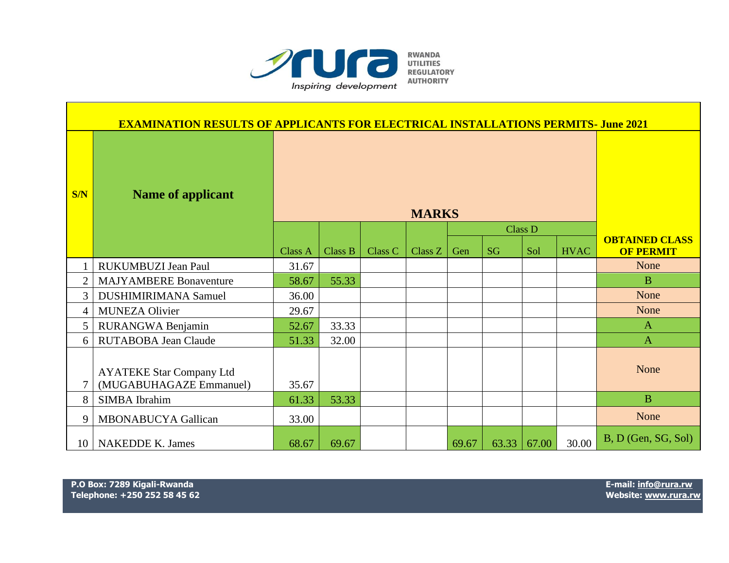RWANDA UTILITIES REGULATORY AUTHORITY

Inspiring development

## EXAMINATION RESULTS OF APPLICANTS FOR ELECTRICAL INSTALLATIONS PERMITS- June 2021

| S/N | Name of applicant | MARKS | | | | | | | | OBTAINED CLASS OF PERMIT |
|---|---|---|---|---|---|---|---|---|---|---|
| | | | | | | Class D | | | | |
| | | Class A | Class B | Class C | Class Z | Gen | SG | Sol | HVAC | |
| 1 | RUKUMBUZI Jean Paul | 31.67 | | | | | | | | None |
| 2 | MAJYAMBERE Bonaventure | 58.67 | 55.33 | | | | | | | B |
| 3 | DUSHIMIRIMANA Samuel | 36.00 | | | | | | | | None |
| 4 | MUNEZA Olivier | 29.67 | | | | | | | | None |
| 5 | RURANGWA Benjamin | 52.67 | 33.33 | | | | | | | A |
| 6 | RUTABOBA Jean Claude | 51.33 | 32.00 | | | | | | | A |
| 7 | AYATEKE Star Company Ltd (MUGABUHAGAZE Emmanuel) | 35.67 | | | | | | | | None |
| 8 | SIMBA Ibrahim | 61.33 | 53.33 | | | | | | | B |
| 9 | MBONABUCYA Gallican | 33.00 | | | | | | | | None |
| 10 | NAKEDDE K. James | 68.67 | 69.67 | | | 69.67 | 63.33 | 67.00 | 30.00 | B, D (Gen, SG, Sol) |

P.O Box: 7289 Kigali-Rwanda
Telephone: +250 252 58 45 62

E-mail: info@rura.rw
Website: www.rura.rw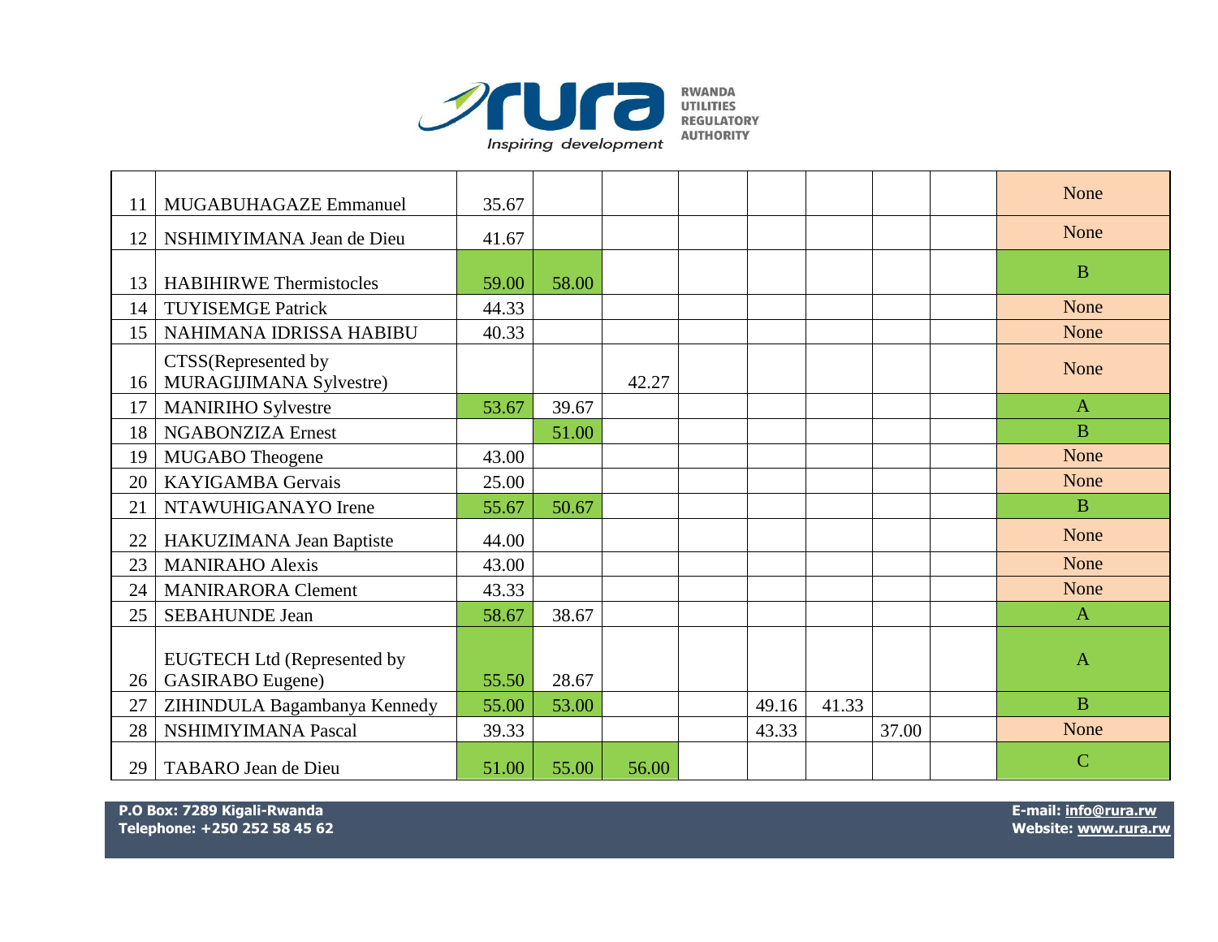| | | | | | | | | | | |
|---|---|---|---|---|---|---|---|---|---|---|
| 11 | MUGABUHAGAZE Emmanuel | 35.67 | | | | | | | | None |
| 12 | NSHIMIYIMANA Jean de Dieu | 41.67 | | | | | | | | None |
| 13 | HABIHIRWE Thermistocles | 59.00 | 58.00 | | | | | | | B |
| 14 | TUYISEMGE Patrick | 44.33 | | | | | | | | None |
| 15 | NAHIMANA IDRISSA HABIBU | 40.33 | | | | | | | | None |
| 16 | CTSS(Represented by MURAGIJIMANA Sylvestre) | | | 42.27 | | | | | | None |
| 17 | MANIRIHO Sylvestre | 53.67 | 39.67 | | | | | | | A |
| 18 | NGABONZIZA Ernest | | 51.00 | | | | | | | B |
| 19 | MUGABO Theogene | 43.00 | | | | | | | | None |
| 20 | KAYIGAMBA Gervais | 25.00 | | | | | | | | None |
| 21 | NTAWUHIGANAYO Irene | 55.67 | 50.67 | | | | | | | B |
| 22 | HAKUZIMANA Jean Baptiste | 44.00 | | | | | | | | None |
| 23 | MANIRAHO Alexis | 43.00 | | | | | | | | None |
| 24 | MANIRARORA Clement | 43.33 | | | | | | | | None |
| 25 | SEBAHUNDE Jean | 58.67 | 38.67 | | | | | | | A |
| 26 | EUGTECH Ltd (Represented by GASIRABO Eugene) | 55.50 | 28.67 | | | | | | | A |
| 27 | ZIHINDULA Bagambanya Kennedy | 55.00 | 53.00 | | | 49.16 | 41.33 | | | B |
| 28 | NSHIMIYIMANA Pascal | 39.33 | | | | 43.33 | | 37.00 | | None |
| 29 | TABARO Jean de Dieu | 51.00 | 55.00 | 56.00 | | | | | | C |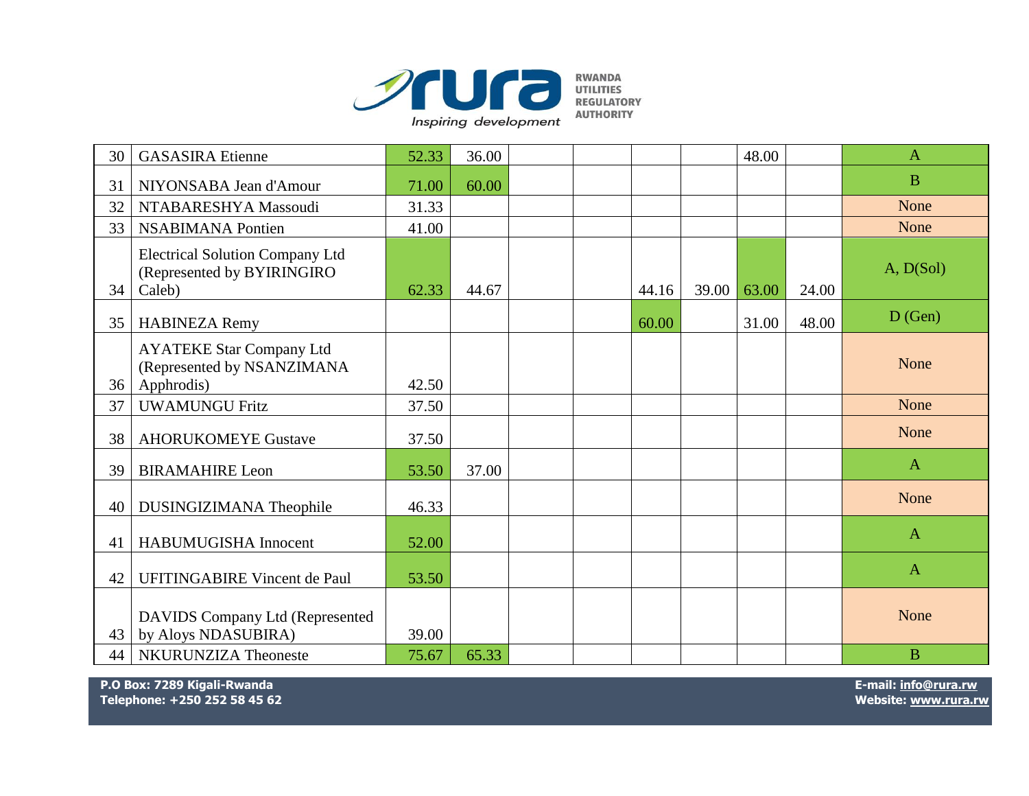| | | | | | | | | | | |
|---|---|---|---|---|---|---|---|---|---|---|
| 30 | GASASIRA Etienne | 52.33 | 36.00 | | | | | 48.00 | | A |
| 31 | NIYONSABA Jean d'Amour | 71.00 | 60.00 | | | | | | | B |
| 32 | NTABARESHYA Massoudi | 31.33 | | | | | | | | None |
| 33 | NSABIMANA Pontien | 41.00 | | | | | | | | None |
| 34 | Electrical Solution Company Ltd (Represented by BYIRINGIRO Caleb) | 62.33 | 44.67 | | | 44.16 | 39.00 | 63.00 | 24.00 | A, D(Sol) |
| 35 | HABINEZA Remy | | | | | 60.00 | | 31.00 | 48.00 | D (Gen) |
| 36 | AYATEKE Star Company Ltd (Represented by NSANZIMANA Apphrodis) | 42.50 | | | | | | | | None |
| 37 | UWAMUNGU Fritz | 37.50 | | | | | | | | None |
| 38 | AHORUKOMEYE Gustave | 37.50 | | | | | | | | None |
| 39 | BIRAMAHIRE Leon | 53.50 | 37.00 | | | | | | | A |
| 40 | DUSINGIZIMANA Theophile | 46.33 | | | | | | | | None |
| 41 | HABUMUGISHA Innocent | 52.00 | | | | | | | | A |
| 42 | UFITINGABIRE Vincent de Paul | 53.50 | | | | | | | | A |
| 43 | DAVIDS Company Ltd (Represented by Aloys NDASUBIRA) | 39.00 | | | | | | | | None |
| 44 | NKURUNZIZA Theoneste | 75.67 | 65.33 | | | | | | | B |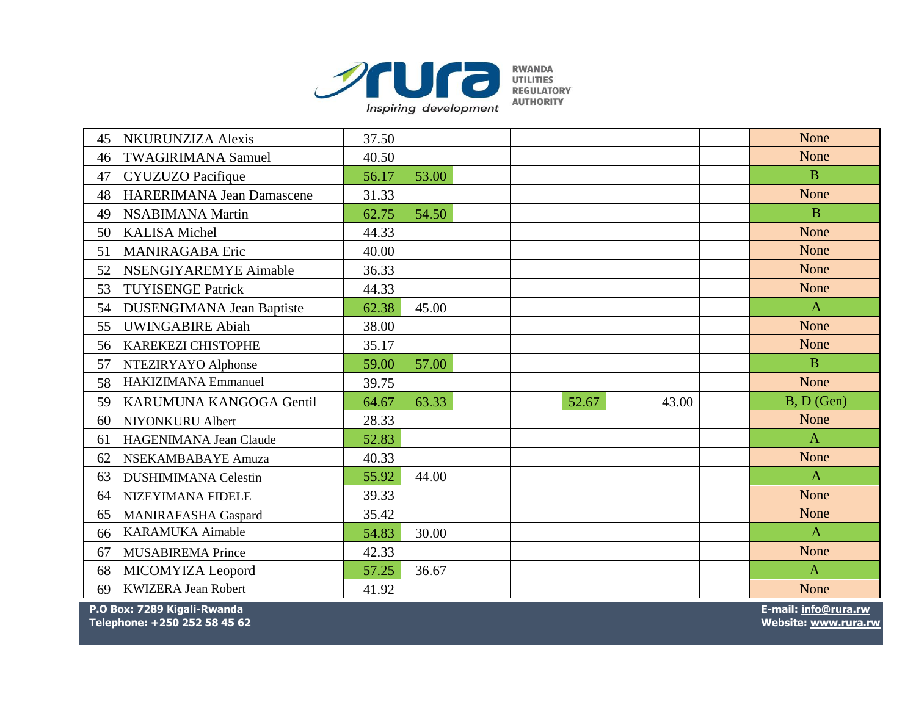| | | | | | | | | | | |
|---|---|---|---|---|---|---|---|---|---|---|
| 45 | NKURUNZIZA Alexis | 37.50 | | | | | | | | None |
| 46 | TWAGIRIMANA Samuel | 40.50 | | | | | | | | None |
| 47 | CYUZUZO Pacifique | 56.17 | 53.00 | | | | | | | B |
| 48 | HARERIMANA Jean Damascene | 31.33 | | | | | | | | None |
| 49 | NSABIMANA Martin | 62.75 | 54.50 | | | | | | | B |
| 50 | KALISA Michel | 44.33 | | | | | | | | None |
| 51 | MANIRAGABA Eric | 40.00 | | | | | | | | None |
| 52 | NSENGIYAREMYE Aimable | 36.33 | | | | | | | | None |
| 53 | TUYISENGE Patrick | 44.33 | | | | | | | | None |
| 54 | DUSENGIMANA Jean Baptiste | 62.38 | 45.00 | | | | | | | A |
| 55 | UWINGABIRE Abiah | 38.00 | | | | | | | | None |
| 56 | KAREKEZI CHISTOPHE | 35.17 | | | | | | | | None |
| 57 | NTEZIRYAYO Alphonse | 59.00 | 57.00 | | | | | | | B |
| 58 | HAKIZIMANA Emmanuel | 39.75 | | | | | | | | None |
| 59 | KARUMUNA KANGOGA Gentil | 64.67 | 63.33 | | | 52.67 | | 43.00 | | B, D (Gen) |
| 60 | NIYONKURU Albert | 28.33 | | | | | | | | None |
| 61 | HAGENIMANA Jean Claude | 52.83 | | | | | | | | A |
| 62 | NSEKAMBABAYE Amuza | 40.33 | | | | | | | | None |
| 63 | DUSHIMIMANA Celestin | 55.92 | 44.00 | | | | | | | A |
| 64 | NIZEYIMANA FIDELE | 39.33 | | | | | | | | None |
| 65 | MANIRAFASHA Gaspard | 35.42 | | | | | | | | None |
| 66 | KARAMUKA Aimable | 54.83 | 30.00 | | | | | | | A |
| 67 | MUSABIREMA Prince | 42.33 | | | | | | | | None |
| 68 | MICOMYIZA Leopord | 57.25 | 36.67 | | | | | | | A |
| 69 | KWIZERA Jean Robert | 41.92 | | | | | | | | None |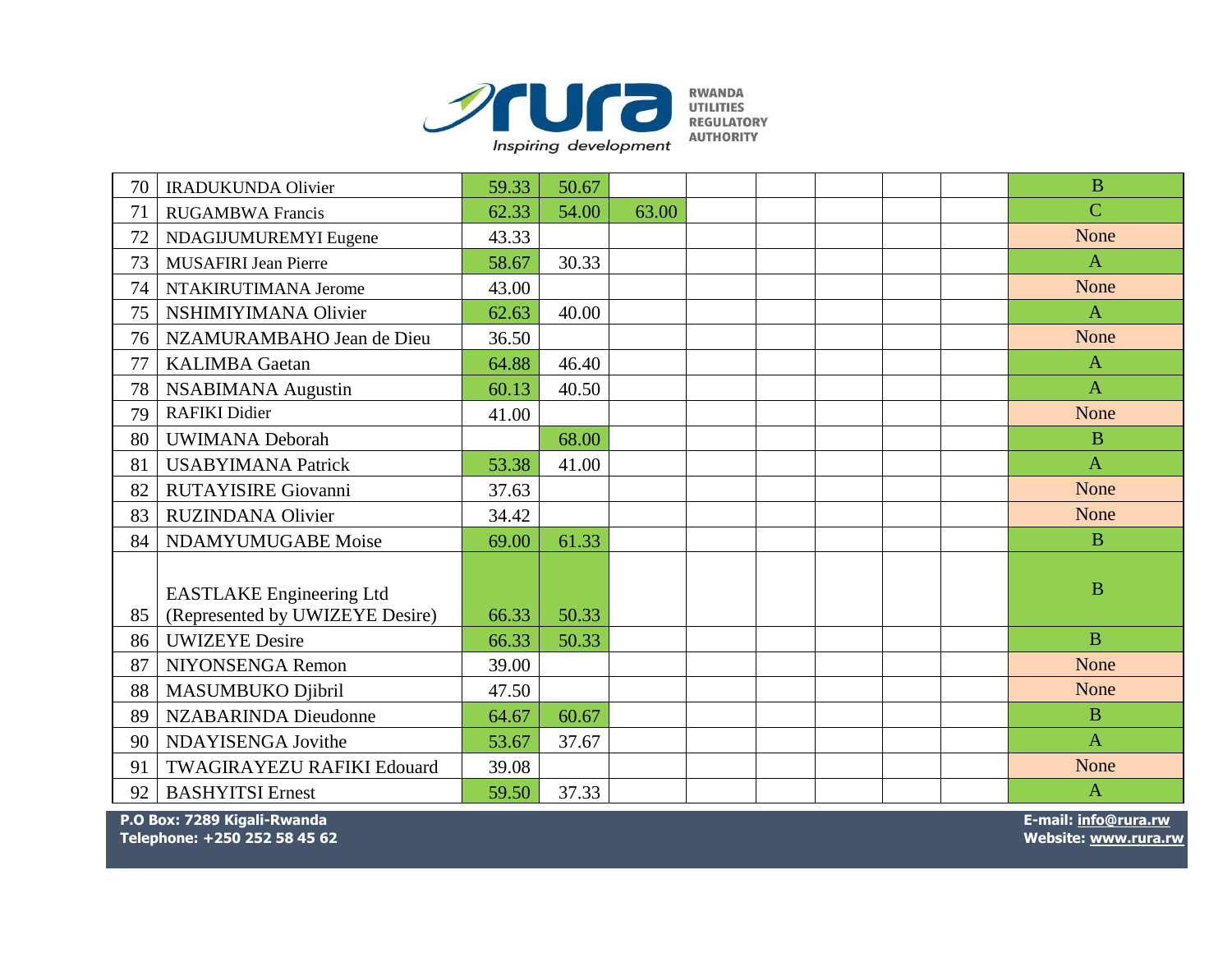| | | | | | | | | | | |
|---|---|---|---|---|---|---|---|---|---|---|
| 70 | IRADUKUNDA Olivier | 59.33 | 50.67 | | | | | | | B |
| 71 | RUGAMBWA Francis | 62.33 | 54.00 | 63.00 | | | | | | C |
| 72 | NDAGIJUMUREMYI Eugene | 43.33 | | | | | | | | None |
| 73 | MUSAFIRI Jean Pierre | 58.67 | 30.33 | | | | | | | A |
| 74 | NTAKIRUTIMANA Jerome | 43.00 | | | | | | | | None |
| 75 | NSHIMIYIMANA Olivier | 62.63 | 40.00 | | | | | | | A |
| 76 | NZAMURAMBAHO Jean de Dieu | 36.50 | | | | | | | | None |
| 77 | KALIMBA Gaetan | 64.88 | 46.40 | | | | | | | A |
| 78 | NSABIMANA Augustin | 60.13 | 40.50 | | | | | | | A |
| 79 | RAFIKI Didier | 41.00 | | | | | | | | None |
| 80 | UWIMANA Deborah | | 68.00 | | | | | | | B |
| 81 | USABYIMANA Patrick | 53.38 | 41.00 | | | | | | | A |
| 82 | RUTAYISIRE Giovanni | 37.63 | | | | | | | | None |
| 83 | RUZINDANA Olivier | 34.42 | | | | | | | | None |
| 84 | NDAMYUMUGABE Moise | 69.00 | 61.33 | | | | | | | B |
| 85 | EASTLAKE Engineering Ltd (Represented by UWIZEYE Desire) | 66.33 | 50.33 | | | | | | | B |
| 86 | UWIZEYE Desire | 66.33 | 50.33 | | | | | | | B |
| 87 | NIYONSENGA Remon | 39.00 | | | | | | | | None |
| 88 | MASUMBUKO Djibril | 47.50 | | | | | | | | None |
| 89 | NZABARINDA Dieudonne | 64.67 | 60.67 | | | | | | | B |
| 90 | NDAYISENGA Jovithe | 53.67 | 37.67 | | | | | | | A |
| 91 | TWAGIRAYEZU RAFIKI Edouard | 39.08 | | | | | | | | None |
| 92 | BASHYITSI Ernest | 59.50 | 37.33 | | | | | | | A |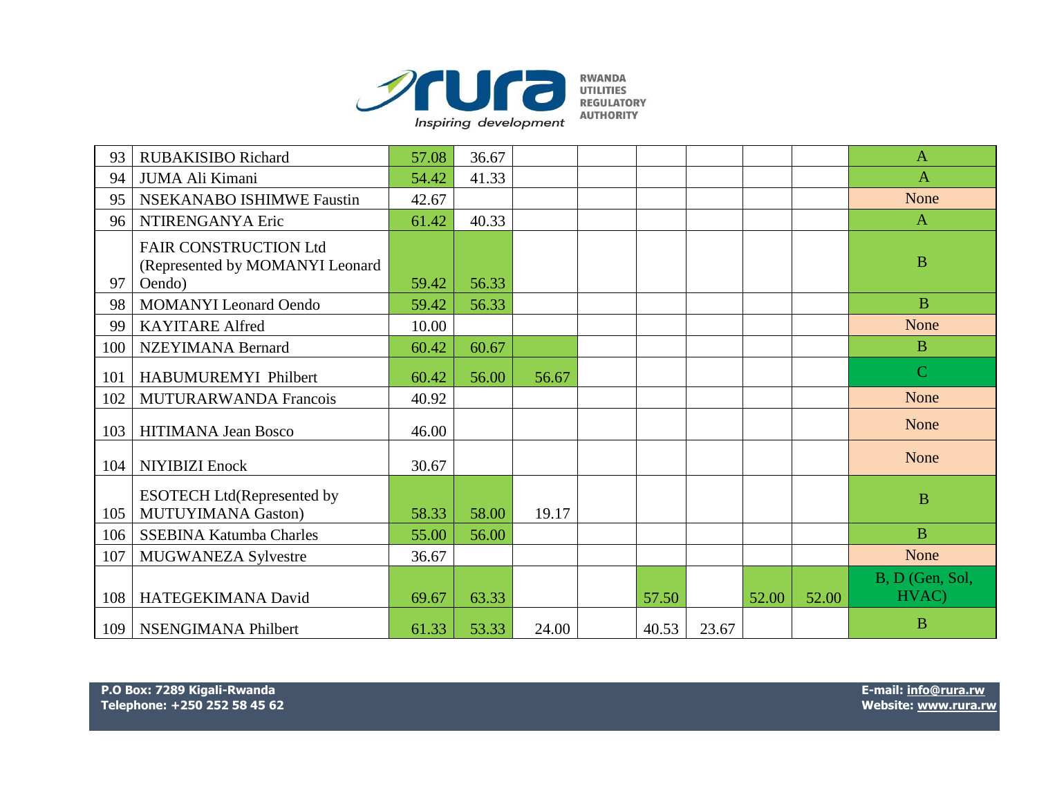| | | | | | | | | | | |
|---|---|---|---|---|---|---|---|---|---|---|
| 93 | RUBAKISIBO Richard | 57.08 | 36.67 | | | | | | | A |
| 94 | JUMA Ali Kimani | 54.42 | 41.33 | | | | | | | A |
| 95 | NSEKANABO ISHIMWE Faustin | 42.67 | | | | | | | | None |
| 96 | NTIRENGANYA Eric | 61.42 | 40.33 | | | | | | | A |
| 97 | FAIR CONSTRUCTION Ltd (Represented by MOMANYI Leonard Oendo) | 59.42 | 56.33 | | | | | | | B |
| 98 | MOMANYI Leonard Oendo | 59.42 | 56.33 | | | | | | | B |
| 99 | KAYITARE Alfred | 10.00 | | | | | | | | None |
| 100 | NZEYIMANA Bernard | 60.42 | 60.67 | | | | | | | B |
| 101 | HABUMUREMYI Philbert | 60.42 | 56.00 | 56.67 | | | | | | C |
| 102 | MUTURARWANDA Francois | 40.92 | | | | | | | | None |
| 103 | HITIMANA Jean Bosco | 46.00 | | | | | | | | None |
| 104 | NIYIBIZI Enock | 30.67 | | | | | | | | None |
| 105 | ESOTECH Ltd(Represented by MUTUYIMANA Gaston) | 58.33 | 58.00 | 19.17 | | | | | | B |
| 106 | SSEBINA Katumba Charles | 55.00 | 56.00 | | | | | | | B |
| 107 | MUGWANEZA Sylvestre | 36.67 | | | | | | | | None |
| 108 | HATEGEKIMANA David | 69.67 | 63.33 | | | 57.50 | | 52.00 | 52.00 | B, D (Gen, Sol, HVAC) |
| 109 | NSENGIMANA Philbert | 61.33 | 53.33 | 24.00 | | 40.53 | 23.67 | | | B |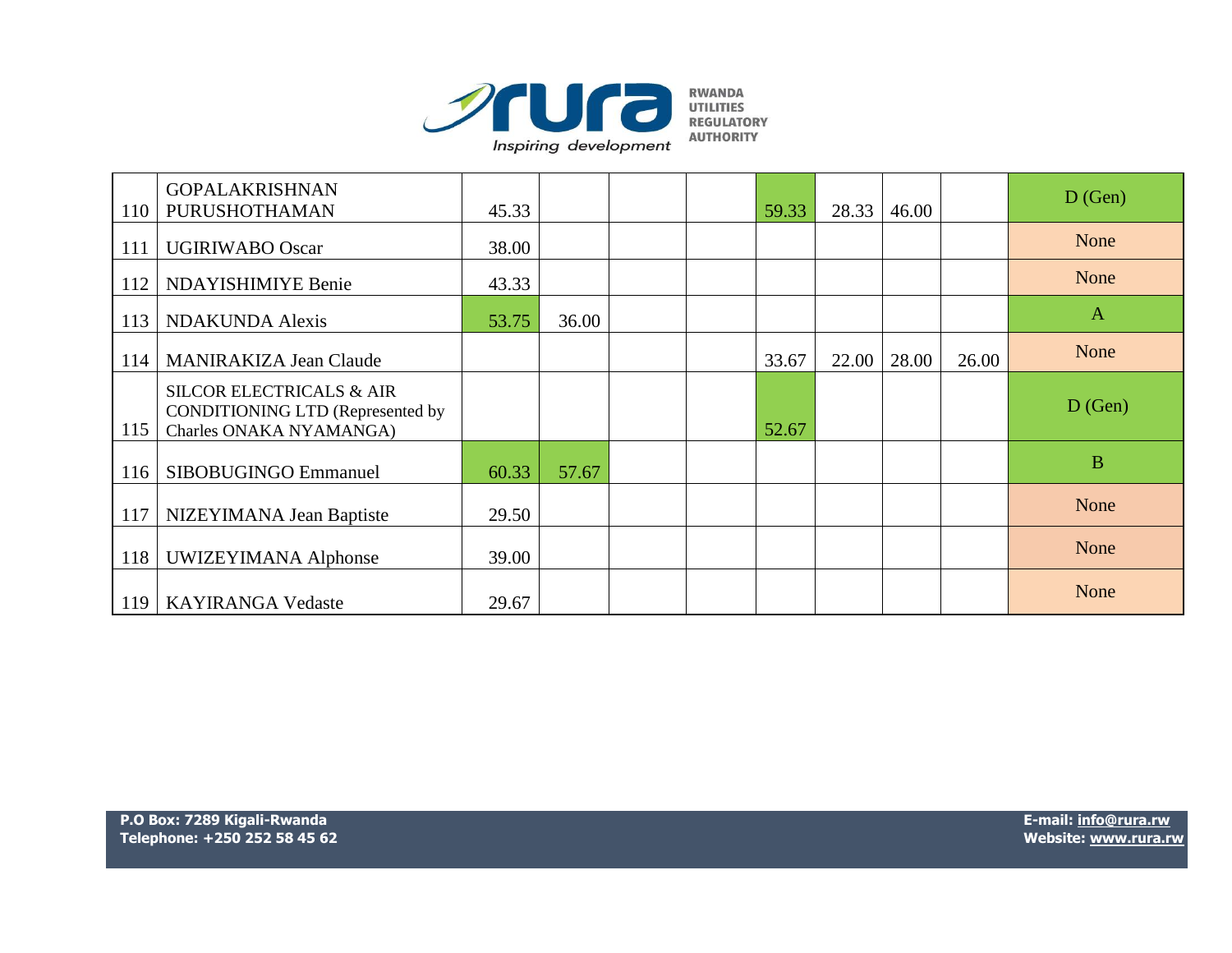| | | | | | | | | | | |
|---|---|---|---|---|---|---|---|---|---|---|
| 110 | GOPALAKRISHNAN PURUSHOTHAMAN | 45.33 | | | | 59.33 | 28.33 | 46.00 | | D (Gen) |
| 111 | UGIRIWABO Oscar | 38.00 | | | | | | | | None |
| 112 | NDAYISHIMIYE Benie | 43.33 | | | | | | | | None |
| 113 | NDAKUNDA Alexis | 53.75 | 36.00 | | | | | | | A |
| 114 | MANIRAKIZA Jean Claude | | | | | 33.67 | 22.00 | 28.00 | 26.00 | None |
| 115 | SILCOR ELECTRICALS & AIR CONDITIONING LTD (Represented by Charles ONAKA NYAMANGA) | | | | | 52.67 | | | | D (Gen) |
| 116 | SIBOBUGINGO Emmanuel | 60.33 | 57.67 | | | | | | | B |
| 117 | NIZEYIMANA Jean Baptiste | 29.50 | | | | | | | | None |
| 118 | UWIZEYIMANA Alphonse | 39.00 | | | | | | | | None |
| 119 | KAYIRANGA Vedaste | 29.67 | | | | | | | | None |